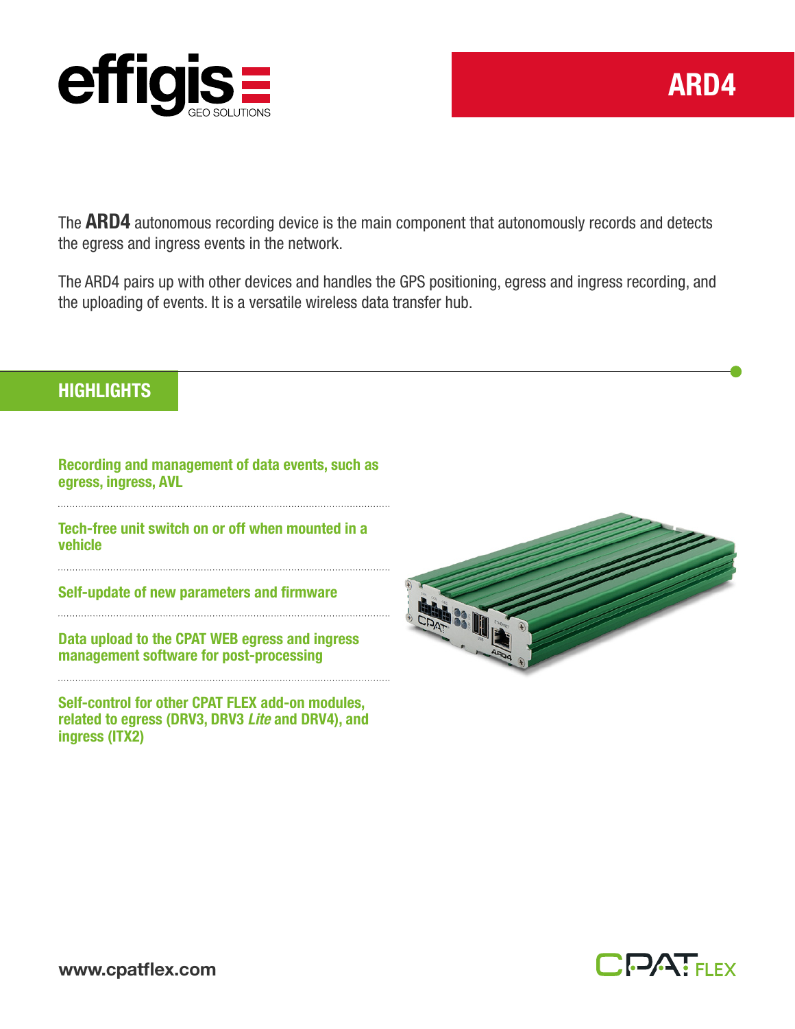# ARD4

The **ARD4** autonomous recording device is the main component that autonomously records and detects the egress and ingress events in the network.

The ARD4 pairs up with other devices and handles the GPS positioning, egress and ingress recording, and the uploading of events. It is a versatile wireless data transfer hub.

## HIGHLIGHTS

**Recording and management of data events, such as egress, ingress, AVL**

**Tech-free unit switch on or off when mounted in a vehicle**

**Self-update of new parameters and firmware**

**Data upload to the CPAT WEB egress and ingress management software for post-processing**

**Self-control for other CPAT FLEX add-on modules, related to egress (DRV3, DRV3 *Lite* and DRV4), and ingress (ITX2)**

www.cpatflex.com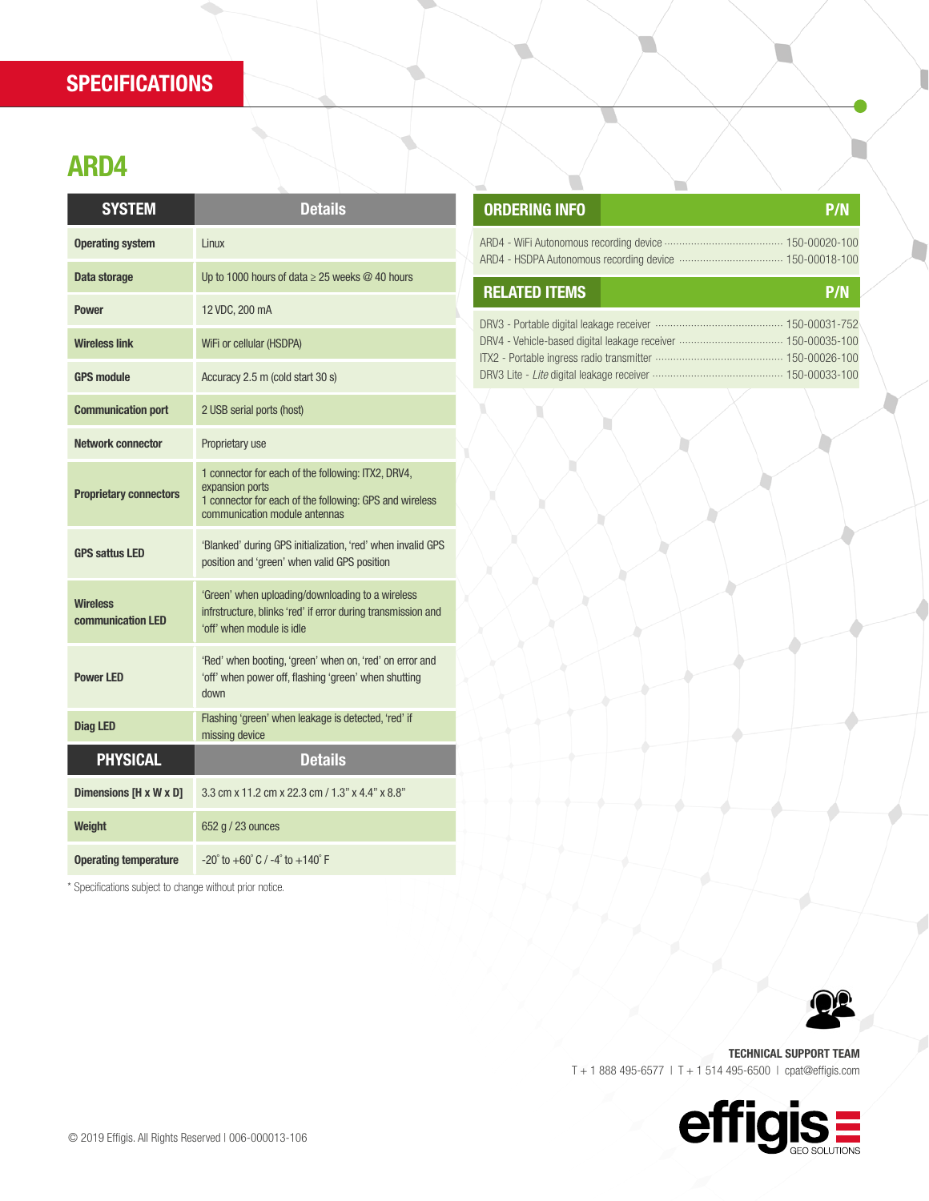## SPECIFICATIONS

## ARD4

| SYSTEM | Details |
|---|---|
| Operating system | Linux |
| Data storage | Up to 1000 hours of data ≥ 25 weeks @ 40 hours |
| Power | 12 VDC, 200 mA |
| Wireless link | WiFi or cellular (HSDPA) |
| GPS module | Accuracy 2.5 m (cold start 30 s) |
| Communication port | 2 USB serial ports (host) |
| Network connector | Proprietary use |
| Proprietary connectors | 1 connector for each of the following: ITX2, DRV4, expansion ports<br>1 connector for each of the following: GPS and wireless communication module antennas |
| GPS sattus LED | 'Blanked' during GPS initialization, 'red' when invalid GPS position and 'green' when valid GPS position |
| Wireless communication LED | 'Green' when uploading/downloading to a wireless infrstructure, blinks 'red' if error during transmission and 'off' when module is idle |
| Power LED | 'Red' when booting, 'green' when on, 'red' on error and 'off' when power off, flashing 'green' when shutting down |
| Diag LED | Flashing 'green' when leakage is detected, 'red' if missing device |
| **PHYSICAL** | **Details** |
| Dimensions [H x W x D] | 3.3 cm x 11.2 cm x 22.3 cm / 1.3" x 4.4" x 8.8" |
| Weight | 652 g / 23 ounces |
| Operating temperature | -20° to +60° C / -4° to +140° F |

* Specifications subject to change without prior notice.

| ORDERING INFO | P/N |
|---|---|
| ARD4 - WiFi Autonomous recording device | 150-00020-100 |
| ARD4 - HSDPA Autonomous recording device | 150-00018-100 |

| RELATED ITEMS | P/N |
|---|---|
| DRV3 - Portable digital leakage receiver | 150-00031-752 |
| DRV4 - Vehicle-based digital leakage receiver | 150-00035-100 |
| ITX2 - Portable ingress radio transmitter | 150-00026-100 |
| DRV3 Lite - *Lite* digital leakage receiver | 150-00033-100 |

**TECHNICAL SUPPORT TEAM**

T + 1 888 495-6577 | T + 1 514 495-6500 | cpat@effigis.com

effigis GEO SOLUTIONS

© 2019 Effigis. All Rights Reserved | 006-000013-106